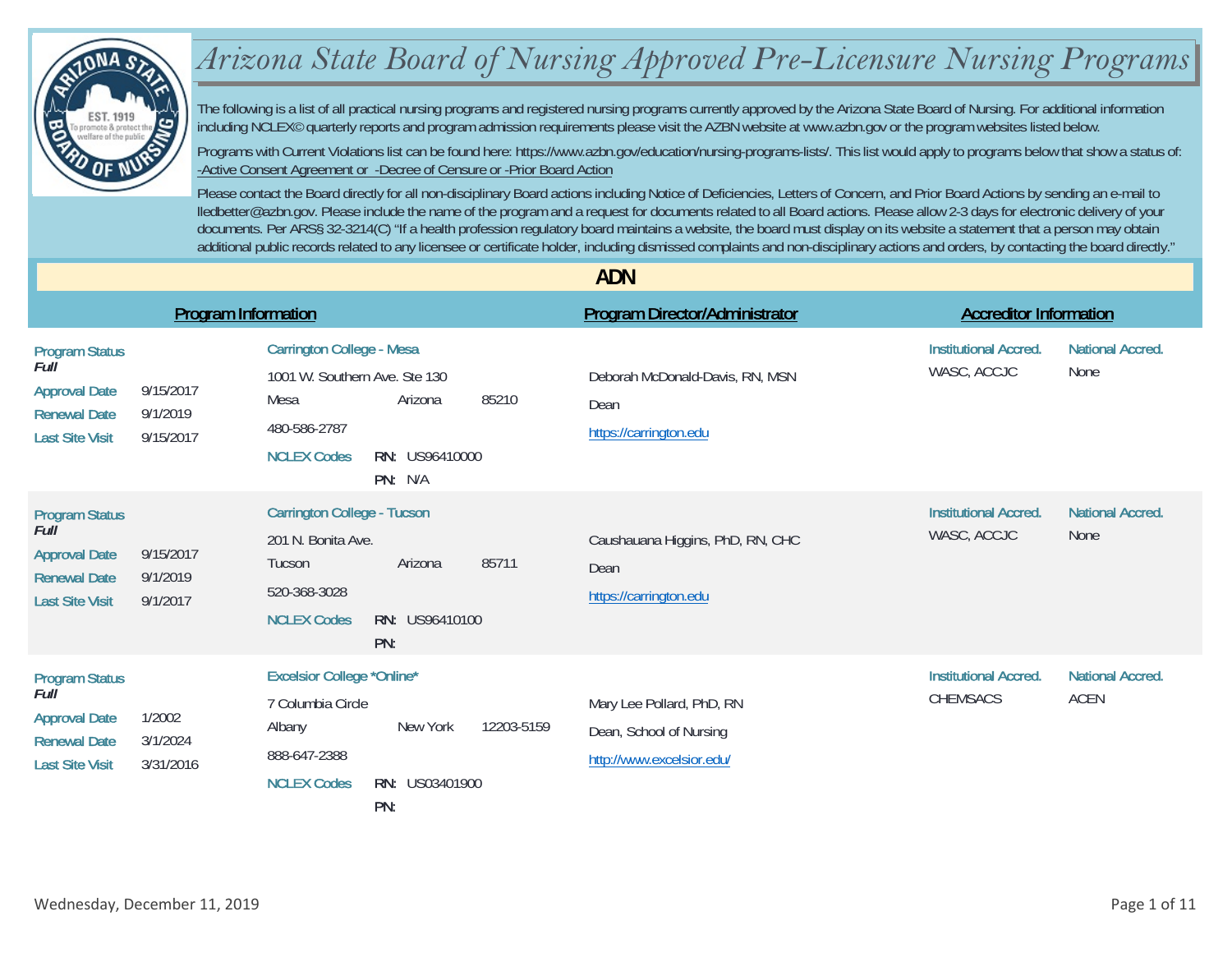# Arizona State Board of Nursing Approved Pre-Licensure Nursing Programs

The following is a list of all practical nursing programs and registered nursing programs currently approved by the Arizona State Board of Nursing. For additional information including NCLEX© quarterly reports and program admission requirements please visit the AZBN website at www.azbn.gov or the program websites listed below.

Programs with Current Violations list can be found here: https://www.azbn.gov/education/nursing-programs-lists/. This list would apply to programs below that show a status of: -Active Consent Agreement or -Decree of Censure or -Prior Board Action

Please contact the Board directly for all non-disciplinary Board actions including Notice of Deficiencies, Letters of Concern, and Prior Board Actions by sending an e-mail to lledbetter@azbn.gov. Please include the name of the program and a request for documents related to all Board actions. Please allow 2-3 days for electronic delivery of your documents. Per ARS§ 32-3214(C) "If a health profession regulatory board maintains a website, the board must display on its website a statement that a person may obtain additional public records related to any licensee or certificate holder, including dismissed complaints and non-disciplinary actions and orders, by contacting the board directly."

## ADN

| Program Status | Program Information | Program Director/Administrator | Institutional Accred. | National Accred. |
|---|---|---|---|---|
| **Full**<br>Approval Date: 9/15/2017<br>Renewal Date: 9/1/2019<br>Last Site Visit: 9/15/2017 | Carrington College - Mesa<br>1001 W. Southern Ave. Ste 130<br>Mesa, Arizona 85210<br>480-586-2787<br>NCLEX Codes RN: US96410000 PN: N/A | Deborah McDonald-Davis, RN, MSN<br>Dean<br>https://carrington.edu | WASC, ACCJC | None |
| **Full**<br>Approval Date: 9/15/2017<br>Renewal Date: 9/1/2019<br>Last Site Visit: 9/1/2017 | Carrington College - Tucson<br>201 N. Bonita Ave.<br>Tucson, Arizona 85711<br>520-368-3028<br>NCLEX Codes RN: US96410100 PN: | Caushauana Higgins, PhD, RN, CHC<br>Dean<br>https://carrington.edu | WASC, ACCJC | None |
| **Full**<br>Approval Date: 1/2002<br>Renewal Date: 3/1/2024<br>Last Site Visit: 3/31/2016 | Excelsior College *Online*<br>7 Columbia Circle<br>Albany, New York 12203-5159<br>888-647-2388<br>NCLEX Codes RN: US03401900 PN: | Mary Lee Pollard, PhD, RN<br>Dean, School of Nursing<br>http://www.excelsior.edu/ | CHEMSACS | ACEN |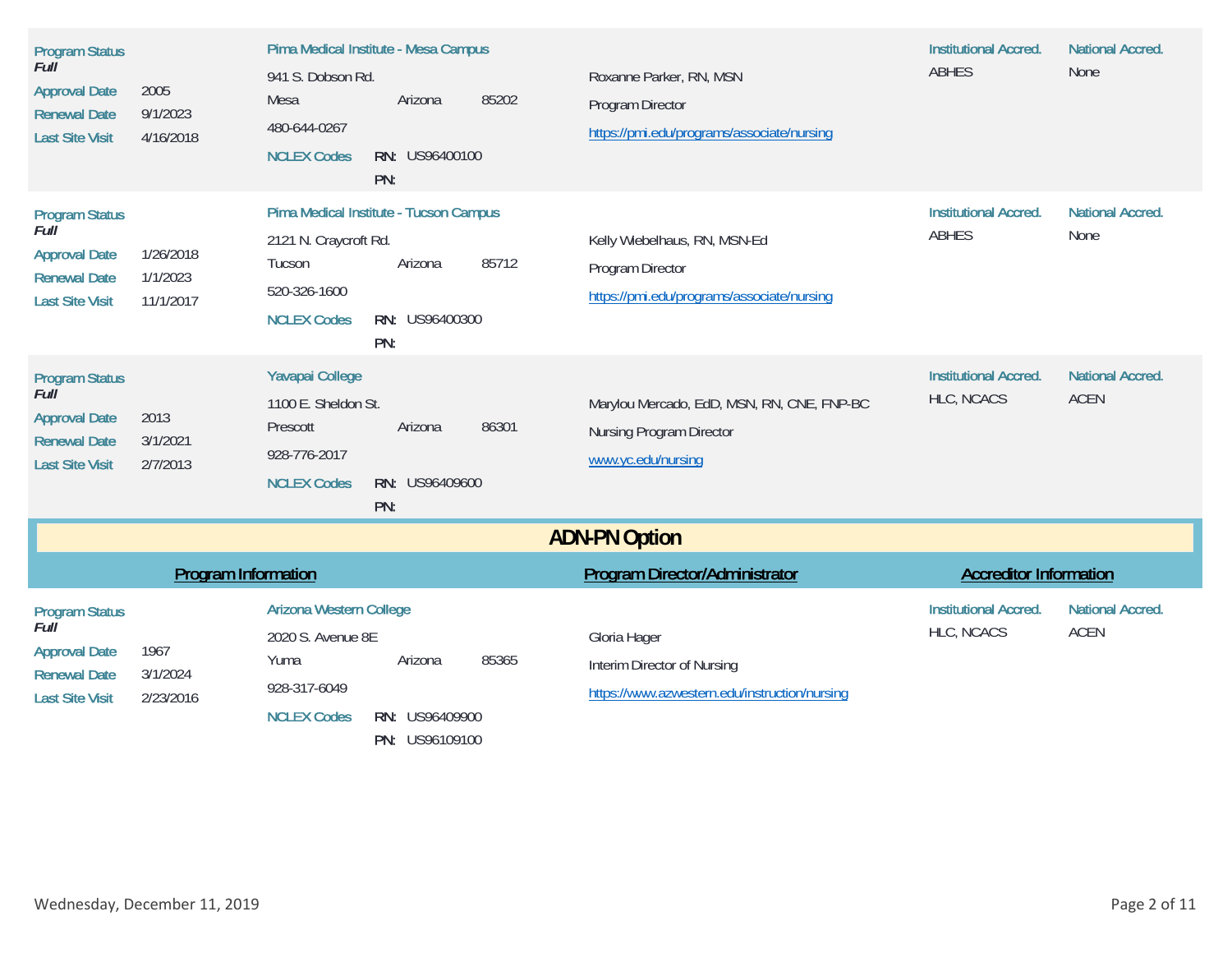| Program Information | | Program Director/Administrator | Institutional Accred. | National Accred. |
|---|---|---|---|---|
| **Program Status** *Full*<br>**Approval Date** 2005<br>**Renewal Date** 9/1/2023<br>**Last Site Visit** 4/16/2018 | **Pima Medical Institute - Mesa Campus**<br>941 S. Dobson Rd.<br>Mesa Arizona 85202<br>480-644-0267<br>**NCLEX Codes** RN: US96400100<br>PN: | Roxanne Parker, RN, MSN<br>Program Director<br>https://pmi.edu/programs/associate/nursing | ABHES | None |
| **Program Status** *Full*<br>**Approval Date** 1/26/2018<br>**Renewal Date** 1/1/2023<br>**Last Site Visit** 11/1/2017 | **Pima Medical Institute - Tucson Campus**<br>2121 N. Craycroft Rd.<br>Tucson Arizona 85712<br>520-326-1600<br>**NCLEX Codes** RN: US96400300<br>PN: | Kelly Wiebelhaus, RN, MSN-Ed<br>Program Director<br>https://pmi.edu/programs/associate/nursing | ABHES | None |
| **Program Status** *Full*<br>**Approval Date** 2013<br>**Renewal Date** 3/1/2021<br>**Last Site Visit** 2/7/2013 | **Yavapai College**<br>1100 E. Sheldon St.<br>Prescott Arizona 86301<br>928-776-2017<br>**NCLEX Codes** RN: US96409600<br>PN: | Marylou Mercado, EdD, MSN, RN, CNE, FNP-BC<br>Nursing Program Director<br>www.yc.edu/nursing | HLC, NCACS | ACEN |

## ADN-PN Option

| Program Information | | Program Director/Administrator | Institutional Accred. | National Accred. |
|---|---|---|---|---|
| **Program Status** *Full*<br>**Approval Date** 1967<br>**Renewal Date** 3/1/2024<br>**Last Site Visit** 2/23/2016 | **Arizona Western College**<br>2020 S. Avenue 8E<br>Yuma Arizona 85365<br>928-317-6049<br>**NCLEX Codes** RN: US96409900<br>PN: US96109100 | Gloria Hager<br>Interim Director of Nursing<br>https://www.azwestern.edu/instruction/nursing | HLC, NCACS | ACEN |

Wednesday, December 11, 2019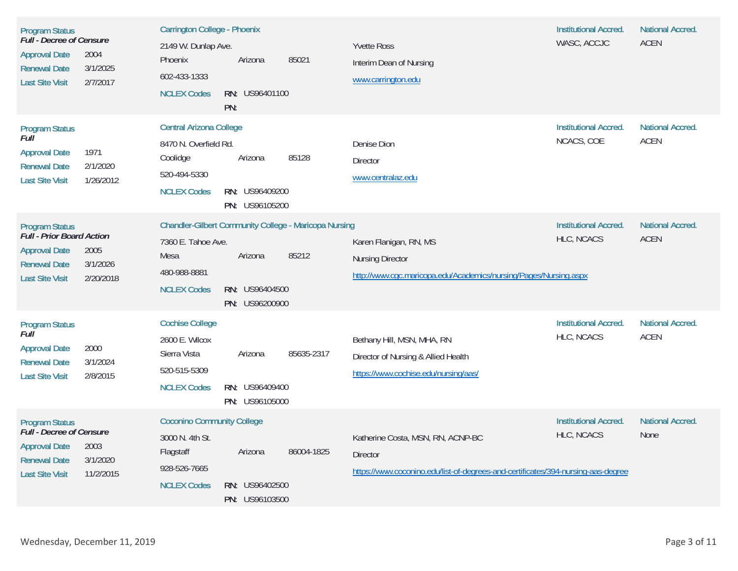**Program Status**
***Full - Decree of Censure***

| | |
|---|---|
| Approval Date | 2004 |
| Renewal Date | 3/1/2025 |
| Last Site Visit | 2/7/2017 |

**Carrington College - Phoenix**
2149 W. Dunlap Ave.
Phoenix, Arizona 85021
602-433-1333
NCLEX Codes — RN: US96401100 — PN:

Yvette Ross
Interim Dean of Nursing
www.carrington.edu

Institutional Accred.: WASC, ACCJC
National Accred.: ACEN

---

**Program Status**
***Full***

| | |
|---|---|
| Approval Date | 1971 |
| Renewal Date | 2/1/2020 |
| Last Site Visit | 1/26/2012 |

**Central Arizona College**
8470 N. Overfield Rd.
Coolidge, Arizona 85128
520-494-5330
NCLEX Codes — RN: US96409200 — PN: US96105200

Denise Dion
Director
www.centralaz.edu

Institutional Accred.: NCACS, COE
National Accred.: ACEN

---

**Program Status**
***Full - Prior Board Action***

| | |
|---|---|
| Approval Date | 2005 |
| Renewal Date | 3/1/2026 |
| Last Site Visit | 2/20/2018 |

**Chandler-Gilbert Community College - Maricopa Nursing**
7360 E. Tahoe Ave.
Mesa, Arizona 85212
480-988-8881
NCLEX Codes — RN: US96404500 — PN: US96200900

Karen Flanigan, RN, MS
Nursing Director
http://www.cgc.maricopa.edu/Academics/nursing/Pages/Nursing.aspx

Institutional Accred.: HLC, NCACS
National Accred.: ACEN

---

**Program Status**
***Full***

| | |
|---|---|
| Approval Date | 2000 |
| Renewal Date | 3/1/2024 |
| Last Site Visit | 2/8/2015 |

**Cochise College**
2600 E. Wilcox
Sierra Vista, Arizona 85635-2317
520-515-5309
NCLEX Codes — RN: US96409400 — PN: US96105000

Bethany Hill, MSN, MHA, RN
Director of Nursing & Allied Health
https://www.cochise.edu/nursing/aas/

Institutional Accred.: HLC, NCACS
National Accred.: ACEN

---

**Program Status**
***Full - Decree of Censure***

| | |
|---|---|
| Approval Date | 2003 |
| Renewal Date | 3/1/2020 |
| Last Site Visit | 11/2/2015 |

**Coconino Community College**
3000 N. 4th St.
Flagstaff, Arizona 86004-1825
928-526-7665
NCLEX Codes — RN: US96402500 — PN: US96103500

Katherine Costa, MSN, RN, ACNP-BC
Director
https://www.coconino.edu/list-of-degrees-and-certificates/394-nursing-aas-degree

Institutional Accred.: HLC, NCACS
National Accred.: None

Wednesday, December 11, 2019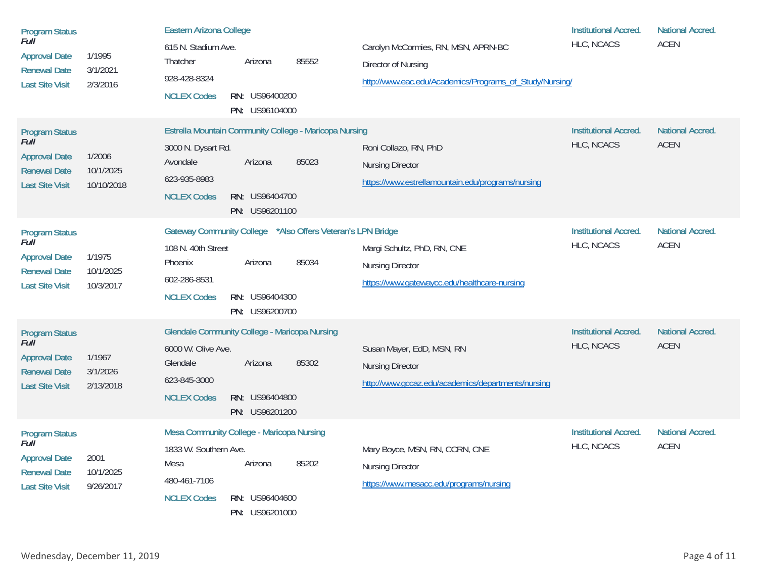| Program Status | | School | | | | Contact | Institutional Accred. | National Accred. |
|---|---|---|---|---|---|---|---|---|
| ***Full*** | | **Eastern Arizona College** | | | | | | |
| Approval Date | 1/1995 | 615 N. Stadium Ave. | | | | Carolyn McCormies, RN, MSN, APRN-BC | HLC, NCACS | ACEN |
| Renewal Date | 3/1/2021 | Thatcher | Arizona | 85552 | | Director of Nursing | | |
| Last Site Visit | 2/3/2016 | 928-428-8324 | | | | http://www.eac.edu/Academics/Programs_of_Study/Nursing/ | | |
| | | NCLEX Codes | RN: | US96400200 | | | | |
| | | | PN: | US96104000 | | | | |
| ***Full*** | | **Estrella Mountain Community College - Maricopa Nursing** | | | | | | |
| Approval Date | 1/2006 | 3000 N. Dysart Rd. | | | | Roni Collazo, RN, PhD | HLC, NCACS | ACEN |
| Renewal Date | 10/1/2025 | Avondale | Arizona | 85023 | | Nursing Director | | |
| Last Site Visit | 10/10/2018 | 623-935-8983 | | | | https://www.estrellamountain.edu/programs/nursing | | |
| | | NCLEX Codes | RN: | US96404700 | | | | |
| | | | PN: | US96201100 | | | | |
| ***Full*** | | **Gateway Community College** *Also Offers Veteran's LPN Bridge | | | | | | |
| Approval Date | 1/1975 | 108 N. 40th Street | | | | Margi Schultz, PhD, RN, CNE | HLC, NCACS | ACEN |
| Renewal Date | 10/1/2025 | Phoenix | Arizona | 85034 | | Nursing Director | | |
| Last Site Visit | 10/3/2017 | 602-286-8531 | | | | https://www.gatewaycc.edu/healthcare-nursing | | |
| | | NCLEX Codes | RN: | US96404300 | | | | |
| | | | PN: | US96200700 | | | | |
| ***Full*** | | **Glendale Community College - Maricopa Nursing** | | | | | | |
| Approval Date | 1/1967 | 6000 W. Olive Ave. | | | | Susan Mayer, EdD, MSN, RN | HLC, NCACS | ACEN |
| Renewal Date | 3/1/2026 | Glendale | Arizona | 85302 | | Nursing Director | | |
| Last Site Visit | 2/13/2018 | 623-845-3000 | | | | http://www.gccaz.edu/academics/departments/nursing | | |
| | | NCLEX Codes | RN: | US96404800 | | | | |
| | | | PN: | US96201200 | | | | |
| ***Full*** | | **Mesa Community College - Maricopa Nursing** | | | | | | |
| Approval Date | 2001 | 1833 W. Southern Ave. | | | | Mary Boyce, MSN, RN, CCRN, CNE | HLC, NCACS | ACEN |
| Renewal Date | 10/1/2025 | Mesa | Arizona | 85202 | | Nursing Director | | |
| Last Site Visit | 9/26/2017 | 480-461-7106 | | | | https://www.mesacc.edu/programs/nursing | | |
| | | NCLEX Codes | RN: | US96404600 | | | | |
| | | | PN: | US96201000 | | | | |

Wednesday, December 11, 2019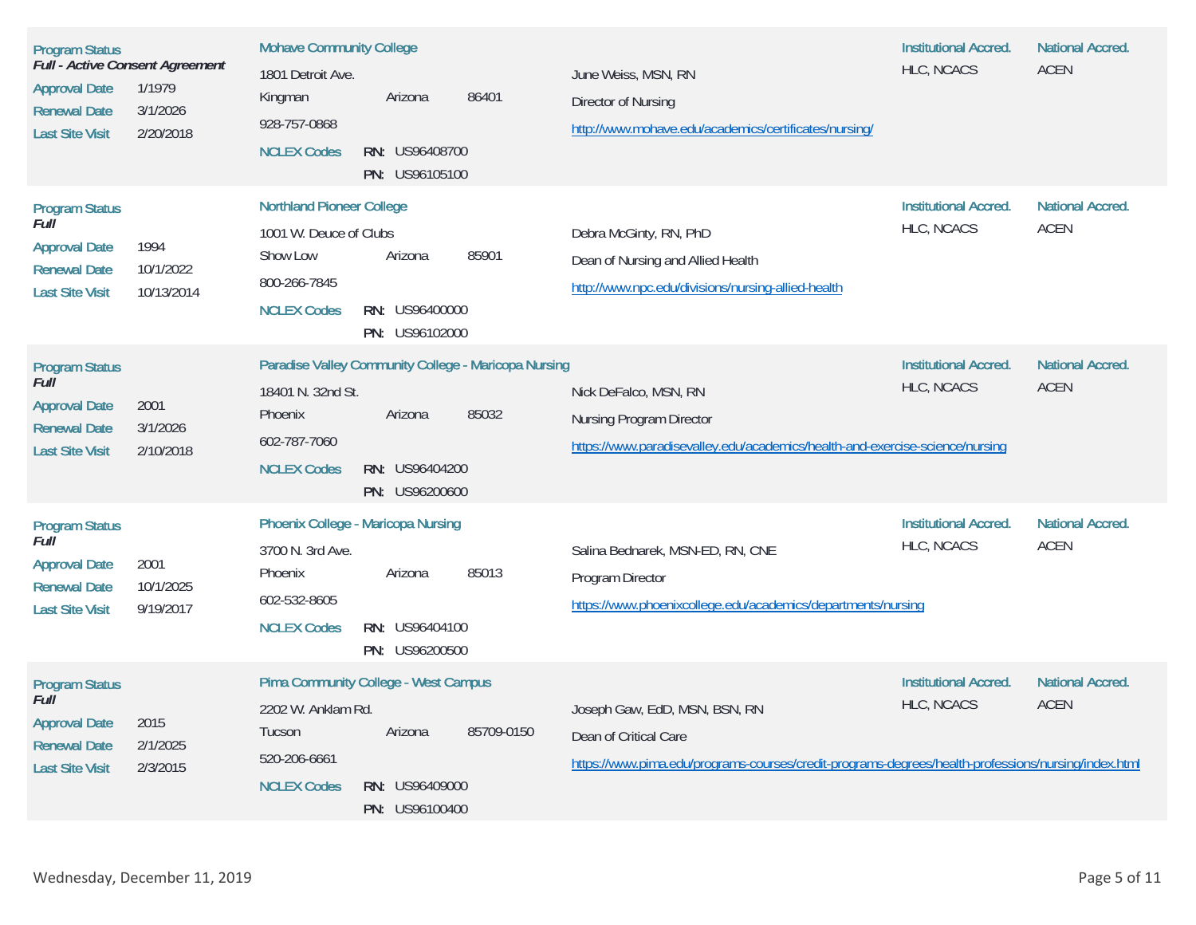**Program Status**
***Full - Active Consent Agreement***

| | |
|---|---|
| Approval Date | 1/1979 |
| Renewal Date | 3/1/2026 |
| Last Site Visit | 2/20/2018 |

**Mohave Community College**
1801 Detroit Ave.
Kingman Arizona 86401
928-757-0868
NCLEX Codes RN: US96408700
PN: US96105100

June Weiss, MSN, RN
Director of Nursing
http://www.mohave.edu/academics/certificates/nursing/

Institutional Accred.: HLC, NCACS
National Accred.: ACEN

---

**Program Status**
***Full***

| | |
|---|---|
| Approval Date | 1994 |
| Renewal Date | 10/1/2022 |
| Last Site Visit | 10/13/2014 |

**Northland Pioneer College**
1001 W. Deuce of Clubs
Show Low Arizona 85901
800-266-7845
NCLEX Codes RN: US96400000
PN: US96102000

Debra McGinty, RN, PhD
Dean of Nursing and Allied Health
http://www.npc.edu/divisions/nursing-allied-health

Institutional Accred.: HLC, NCACS
National Accred.: ACEN

---

**Program Status**
***Full***

| | |
|---|---|
| Approval Date | 2001 |
| Renewal Date | 3/1/2026 |
| Last Site Visit | 2/10/2018 |

**Paradise Valley Community College - Maricopa Nursing**
18401 N. 32nd St.
Phoenix Arizona 85032
602-787-7060
NCLEX Codes RN: US96404200
PN: US96200600

Nick DeFalco, MSN, RN
Nursing Program Director
https://www.paradisevalley.edu/academics/health-and-exercise-science/nursing

Institutional Accred.: HLC, NCACS
National Accred.: ACEN

---

**Program Status**
***Full***

| | |
|---|---|
| Approval Date | 2001 |
| Renewal Date | 10/1/2025 |
| Last Site Visit | 9/19/2017 |

**Phoenix College - Maricopa Nursing**
3700 N. 3rd Ave.
Phoenix Arizona 85013
602-532-8605
NCLEX Codes RN: US96404100
PN: US96200500

Salina Bednarek, MSN-ED, RN, CNE
Program Director
https://www.phoenixcollege.edu/academics/departments/nursing

Institutional Accred.: HLC, NCACS
National Accred.: ACEN

---

**Program Status**
***Full***

| | |
|---|---|
| Approval Date | 2015 |
| Renewal Date | 2/1/2025 |
| Last Site Visit | 2/3/2015 |

**Pima Community College - West Campus**
2202 W. Anklam Rd.
Tucson Arizona 85709-0150
520-206-6661
NCLEX Codes RN: US96409000
PN: US96100400

Joseph Gaw, EdD, MSN, BSN, RN
Dean of Critical Care
https://www.pima.edu/programs-courses/credit-programs-degrees/health-professions/nursing/index.html

Institutional Accred.: HLC, NCACS
National Accred.: ACEN

Wednesday, December 11, 2019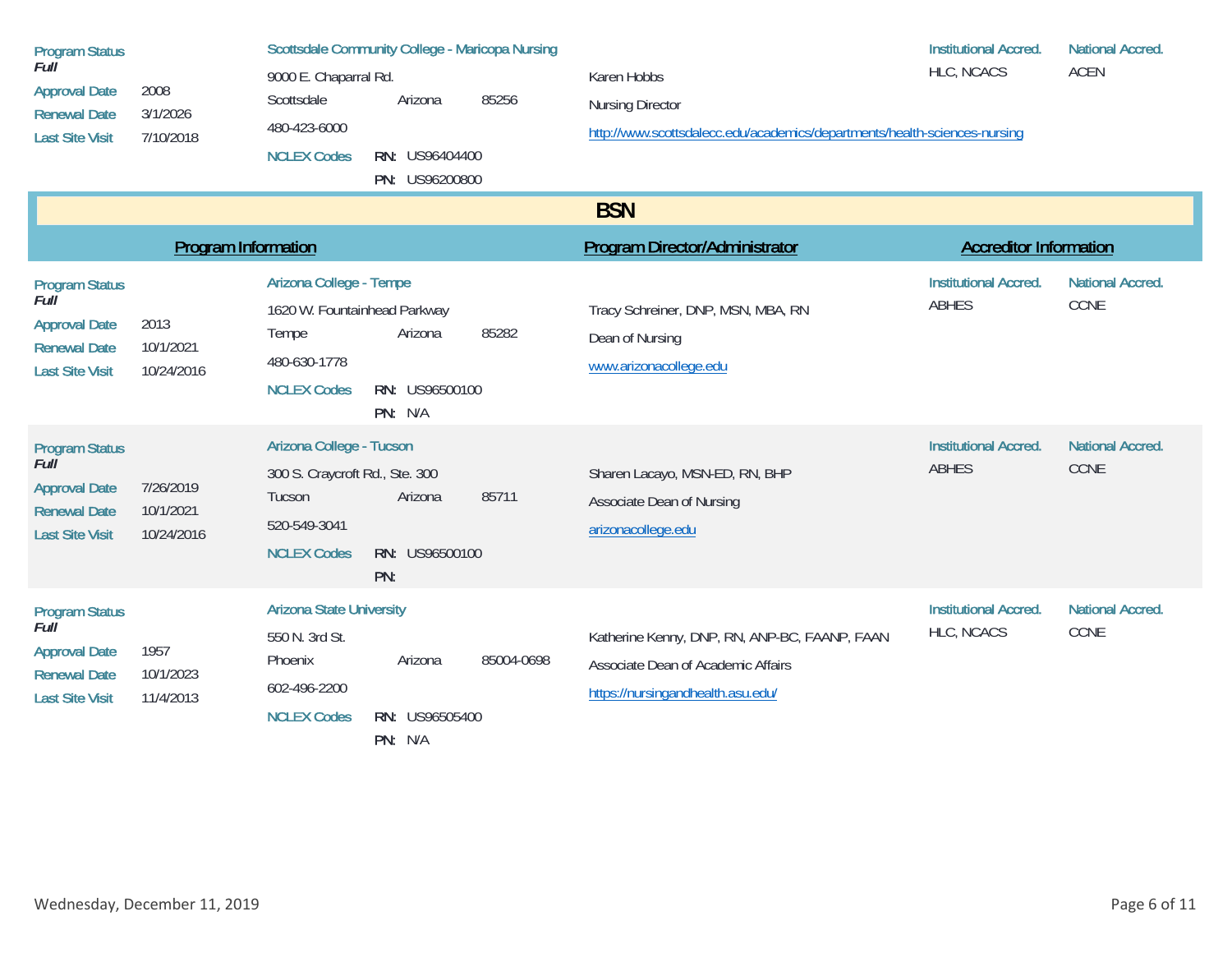| Program Status *Full* | | Scottsdale Community College - Maricopa Nursing | | | | Institutional Accred. | National Accred. |
|---|---|---|---|---|---|---|---|
| Approval Date | 2008 | 9000 E. Chaparral Rd. | | | Karen Hobbs | HLC, NCACS | ACEN |
| Renewal Date | 3/1/2026 | Scottsdale | Arizona | 85256 | Nursing Director | | |
| Last Site Visit | 7/10/2018 | 480-423-6000 | | | http://www.scottsdalecc.edu/academics/departments/health-sciences-nursing | | |
| | | NCLEX Codes | RN: US96404400 | | | | |
| | | | PN: US96200800 | | | | |

## BSN

| Program Information | | | | | Program Director/Administrator | Accreditor Information | |
|---|---|---|---|---|---|---|---|
| Program Status *Full* | | Arizona College - Tempe | | | | Institutional Accred. | National Accred. |
| Approval Date | 2013 | 1620 W. Fountainhead Parkway | | | Tracy Schreiner, DNP, MSN, MBA, RN | ABHES | CCNE |
| Renewal Date | 10/1/2021 | Tempe | Arizona | 85282 | Dean of Nursing | | |
| Last Site Visit | 10/24/2016 | 480-630-1778 | | | www.arizonacollege.edu | | |
| | | NCLEX Codes | RN: US96500100 | | | | |
| | | | PN: N/A | | | | |
| Program Status *Full* | | Arizona College - Tucson | | | | Institutional Accred. | National Accred. |
| Approval Date | 7/26/2019 | 300 S. Craycroft Rd., Ste. 300 | | | Sharen Lacayo, MSN-ED, RN, BHP | ABHES | CCNE |
| Renewal Date | 10/1/2021 | Tucson | Arizona | 85711 | Associate Dean of Nursing | | |
| Last Site Visit | 10/24/2016 | 520-549-3041 | | | arizonacollege.edu | | |
| | | NCLEX Codes | RN: US96500100 | | | | |
| | | | PN: | | | | |
| Program Status *Full* | | Arizona State University | | | | Institutional Accred. | National Accred. |
| Approval Date | 1957 | 550 N. 3rd St. | | | Katherine Kenny, DNP, RN, ANP-BC, FAANP, FAAN | HLC, NCACS | CCNE |
| Renewal Date | 10/1/2023 | Phoenix | Arizona | 85004-0698 | Associate Dean of Academic Affairs | | |
| Last Site Visit | 11/4/2013 | 602-496-2200 | | | https://nursingandhealth.asu.edu/ | | |
| | | NCLEX Codes | RN: US96505400 | | | | |
| | | | PN: N/A | | | | |

Wednesday, December 11, 2019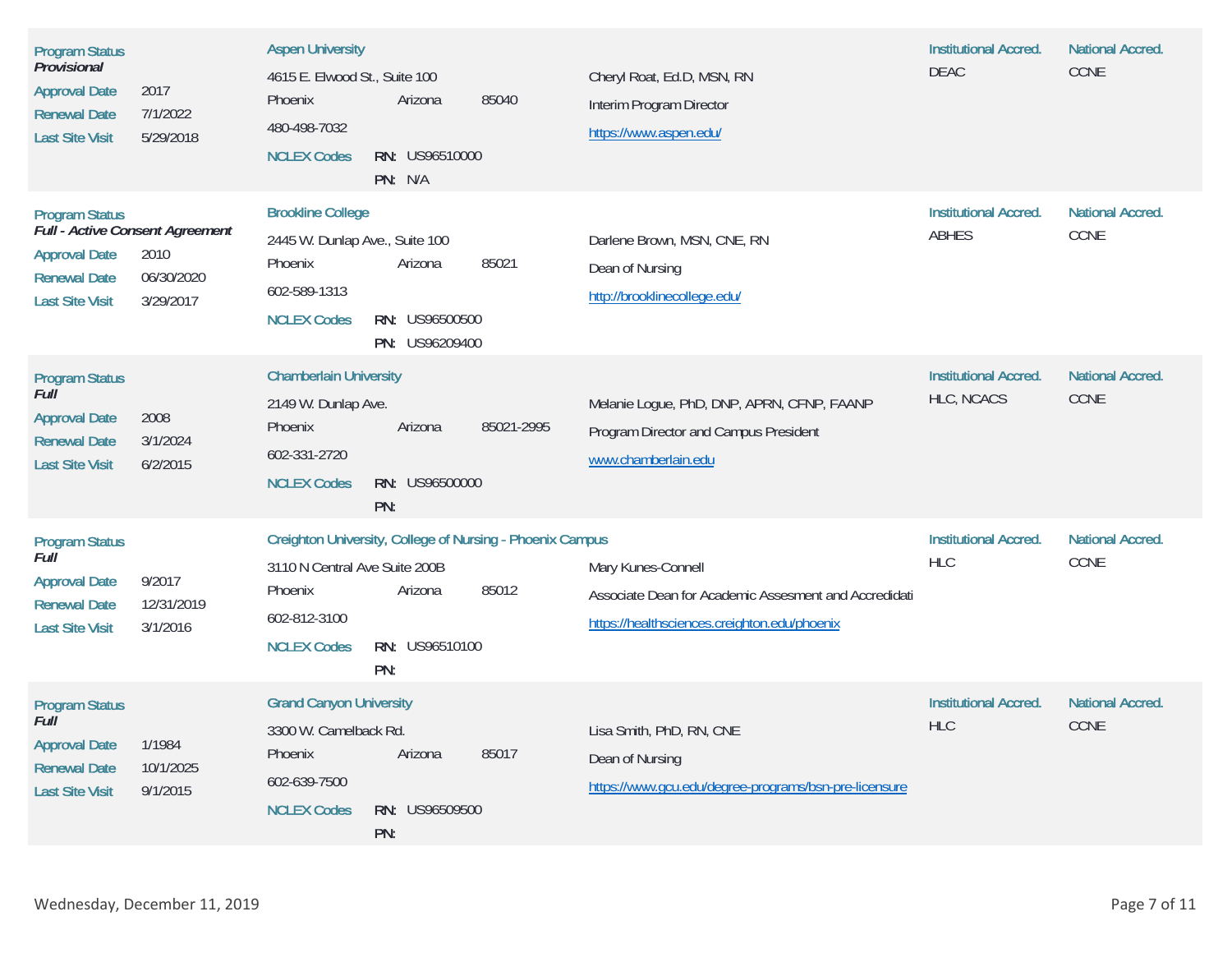**Program Status**
***Provisional***

**Approval Date** 2017
**Renewal Date** 7/1/2022
**Last Site Visit** 5/29/2018

**Aspen University**
4615 E. Elwood St., Suite 100
Phoenix Arizona 85040
480-498-7032
**NCLEX Codes** RN: US96510000
PN: N/A

Cheryl Roat, Ed.D, MSN, RN
Interim Program Director
https://www.aspen.edu/

**Institutional Accred.** DEAC
**National Accred.** CCNE

---

**Program Status**
***Full - Active Consent Agreement***

**Approval Date** 2010
**Renewal Date** 06/30/2020
**Last Site Visit** 3/29/2017

**Brookline College**
2445 W. Dunlap Ave., Suite 100
Phoenix Arizona 85021
602-589-1313
**NCLEX Codes** RN: US96500500
PN: US96209400

Darlene Brown, MSN, CNE, RN
Dean of Nursing
http://brooklinecollege.edu/

**Institutional Accred.** ABHES
**National Accred.** CCNE

---

**Program Status**
***Full***

**Approval Date** 2008
**Renewal Date** 3/1/2024
**Last Site Visit** 6/2/2015

**Chamberlain University**
2149 W. Dunlap Ave.
Phoenix Arizona 85021-2995
602-331-2720
**NCLEX Codes** RN: US96500000
PN:

Melanie Logue, PhD, DNP, APRN, CFNP, FAANP
Program Director and Campus President
www.chamberlain.edu

**Institutional Accred.** HLC, NCACS
**National Accred.** CCNE

---

**Program Status**
***Full***

**Approval Date** 9/2017
**Renewal Date** 12/31/2019
**Last Site Visit** 3/1/2016

**Creighton University, College of Nursing - Phoenix Campus**
3110 N Central Ave Suite 200B
Phoenix Arizona 85012
602-812-3100
**NCLEX Codes** RN: US96510100
PN:

Mary Kunes-Connell
Associate Dean for Academic Assesment and Accredidati
https://healthsciences.creighton.edu/phoenix

**Institutional Accred.** HLC
**National Accred.** CCNE

---

**Program Status**
***Full***

**Approval Date** 1/1984
**Renewal Date** 10/1/2025
**Last Site Visit** 9/1/2015

**Grand Canyon University**
3300 W. Camelback Rd.
Phoenix Arizona 85017
602-639-7500
**NCLEX Codes** RN: US96509500
PN:

Lisa Smith, PhD, RN, CNE
Dean of Nursing
https://www.gcu.edu/degree-programs/bsn-pre-licensure

**Institutional Accred.** HLC
**National Accred.** CCNE

Wednesday, December 11, 2019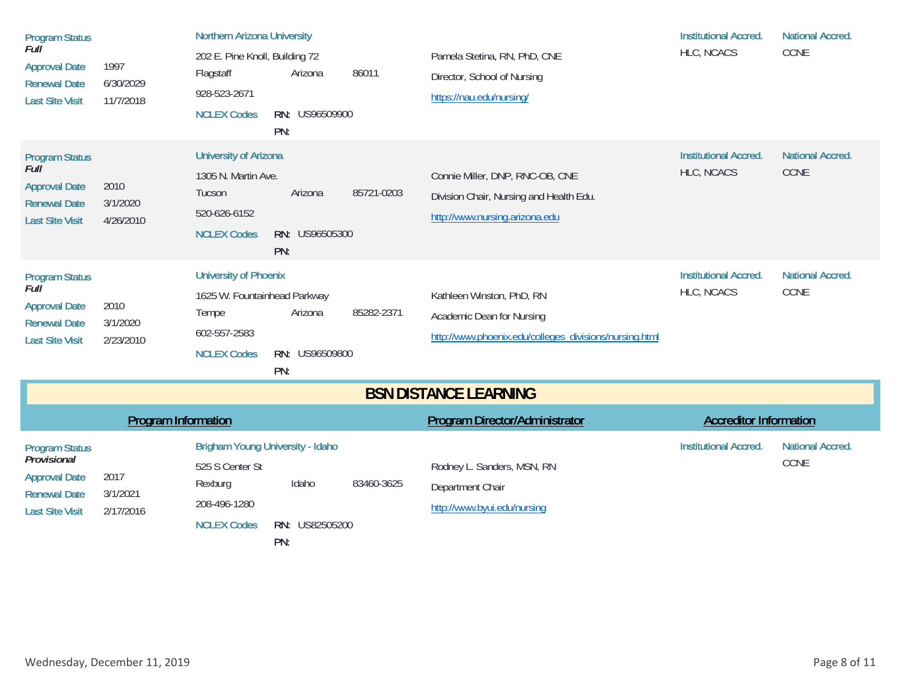| Program Information | | | | | Program Director/Administrator | Institutional Accred. | National Accred. |
|---|---|---|---|---|---|---|---|
| Program Status ***Full*** | | Northern Arizona University | | | | HLC, NCACS | CCNE |
| Approval Date | 1997 | 202 E. Pine Knoll, Building 72 | | | Pamela Stetina, RN, PhD, CNE | | |
| Renewal Date | 6/30/2029 | Flagstaff | Arizona | 86011 | Director, School of Nursing | | |
| Last Site Visit | 11/7/2018 | 928-523-2671 | | | https://nau.edu/nursing/ | | |
| | | NCLEX Codes | RN: US96509900 | | | | |
| | | | PN: | | | | |
| Program Status ***Full*** | | University of Arizona | | | | HLC, NCACS | CCNE |
| Approval Date | 2010 | 1305 N. Martin Ave. | | | Connie Miller, DNP, RNC-OB, CNE | | |
| Renewal Date | 3/1/2020 | Tucson | Arizona | 85721-0203 | Division Chair, Nursing and Health Edu. | | |
| Last Site Visit | 4/26/2010 | 520-626-6152 | | | http://www.nursing.arizona.edu | | |
| | | NCLEX Codes | RN: US96505300 | | | | |
| | | | PN: | | | | |
| Program Status ***Full*** | | University of Phoenix | | | | HLC, NCACS | CCNE |
| Approval Date | 2010 | 1625 W. Fountainhead Parkway | | | Kathleen Winston, PhD, RN | | |
| Renewal Date | 3/1/2020 | Tempe | Arizona | 85282-2371 | Academic Dean for Nursing | | |
| Last Site Visit | 2/23/2010 | 602-557-2583 | | | http://www.phoenix.edu/colleges_divisions/nursing.html | | |
| | | NCLEX Codes | RN: US96509800 | | | | |
| | | | PN: | | | | |

## BSN DISTANCE LEARNING

| Program Information | | | | | Program Director/Administrator | Institutional Accred. | National Accred. |
|---|---|---|---|---|---|---|---|
| Program Status ***Provisional*** | | Brigham Young University - Idaho | | | | | CCNE |
| Approval Date | 2017 | 525 S Center St | | | Rodney L. Sanders, MSN, RN | | |
| Renewal Date | 3/1/2021 | Rexburg | Idaho | 83460-3625 | Department Chair | | |
| Last Site Visit | 2/17/2016 | 208-496-1280 | | | http://www.byui.edu/nursing | | |
| | | NCLEX Codes | RN: US82505200 | | | | |
| | | | PN: | | | | |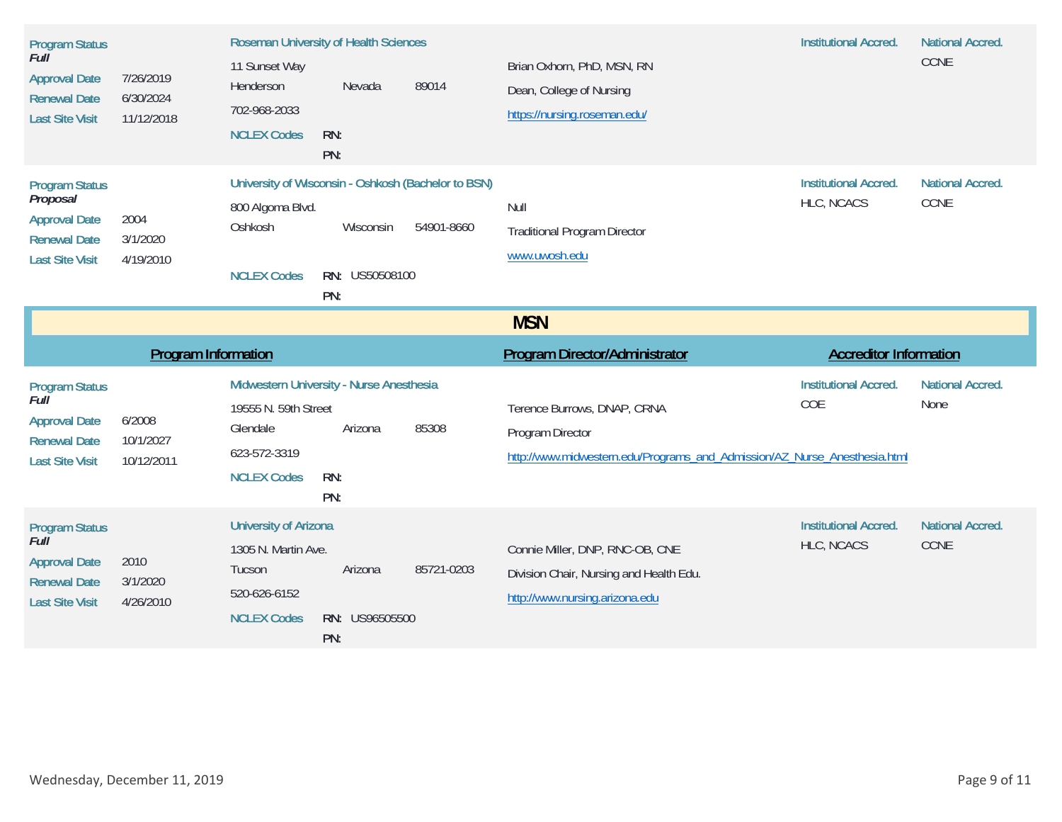**Program Status**
***Full***

**Approval Date** 7/26/2019
**Renewal Date** 6/30/2024
**Last Site Visit** 11/12/2018

**Roseman University of Health Sciences**
11 Sunset Way
Henderson Nevada 89014
702-968-2033
**NCLEX Codes** RN:
PN:

Brian Oxhorn, PhD, MSN, RN
Dean, College of Nursing
https://nursing.roseman.edu/

**Institutional Accred.**

**National Accred.** CCNE

---

**Program Status**
***Proposal***

**Approval Date** 2004
**Renewal Date** 3/1/2020
**Last Site Visit** 4/19/2010

**University of Wisconsin - Oshkosh (Bachelor to BSN)**
800 Algoma Blvd.
Oshkosh Wisconsin 54901-8660
**NCLEX Codes** RN: US50508100
PN:

Null
Traditional Program Director
www.uwosh.edu

**Institutional Accred.** HLC, NCACS

**National Accred.** CCNE

---

# MSN

| Program Information | Program Director/Administrator | Accreditor Information |
|---|---|---|

---

**Program Status**
***Full***

**Approval Date** 6/2008
**Renewal Date** 10/1/2027
**Last Site Visit** 10/12/2011

**Midwestern University - Nurse Anesthesia**
19555 N. 59th Street
Glendale Arizona 85308
623-572-3319
**NCLEX Codes** RN:
PN:

Terence Burrows, DNAP, CRNA
Program Director
http://www.midwestern.edu/Programs_and_Admission/AZ_Nurse_Anesthesia.html

**Institutional Accred.** COE

**National Accred.** None

---

**Program Status**
***Full***

**Approval Date** 2010
**Renewal Date** 3/1/2020
**Last Site Visit** 4/26/2010

**University of Arizona**
1305 N. Martin Ave.
Tucson Arizona 85721-0203
520-626-6152
**NCLEX Codes** RN: US96505500
PN:

Connie Miller, DNP, RNC-OB, CNE
Division Chair, Nursing and Health Edu.
http://www.nursing.arizona.edu

**Institutional Accred.** HLC, NCACS

**National Accred.** CCNE

Wednesday, December 11, 2019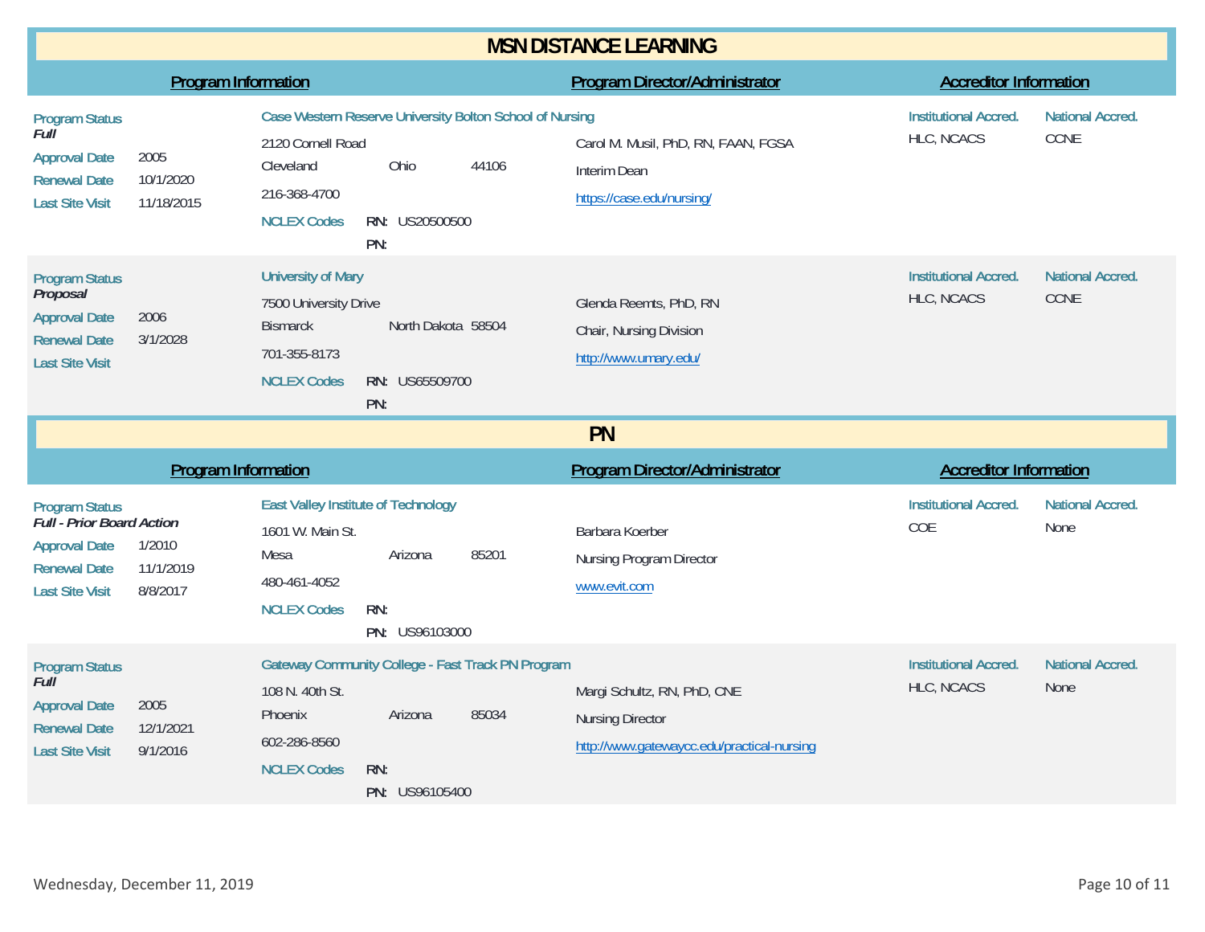## MSN DISTANCE LEARNING

| Program Information | | Program Director/Administrator | Accreditor Information | |
|---|---|---|---|---|
| **Program Status** *Full*<br>**Approval Date** 2005<br>**Renewal Date** 10/1/2020<br>**Last Site Visit** 11/18/2015 | **Case Western Reserve University Bolton School of Nursing**<br>2120 Cornell Road<br>Cleveland Ohio 44106<br>216-368-4700<br>**NCLEX Codes** RN: US20500500<br>PN: | Carol M. Musil, PhD, RN, FAAN, FGSA<br>Interim Dean<br>https://case.edu/nursing/ | **Institutional Accred.**<br>HLC, NCACS | **National Accred.**<br>CCNE |
| **Program Status** *Proposal*<br>**Approval Date** 2006<br>**Renewal Date** 3/1/2028<br>**Last Site Visit** | **University of Mary**<br>7500 University Drive<br>Bismarck North Dakota 58504<br>701-355-8173<br>**NCLEX Codes** RN: US65509700<br>PN: | Glenda Reemts, PhD, RN<br>Chair, Nursing Division<br>http://www.umary.edu/ | **Institutional Accred.**<br>HLC, NCACS | **National Accred.**<br>CCNE |

## PN

| Program Information | | Program Director/Administrator | Accreditor Information | |
|---|---|---|---|---|
| **Program Status** *Full - Prior Board Action*<br>**Approval Date** 1/2010<br>**Renewal Date** 11/1/2019<br>**Last Site Visit** 8/8/2017 | **East Valley Institute of Technology**<br>1601 W. Main St.<br>Mesa Arizona 85201<br>480-461-4052<br>**NCLEX Codes** RN:<br>PN: US96103000 | Barbara Koerber<br>Nursing Program Director<br>www.evit.com | **Institutional Accred.**<br>COE | **National Accred.**<br>None |
| **Program Status** *Full*<br>**Approval Date** 2005<br>**Renewal Date** 12/1/2021<br>**Last Site Visit** 9/1/2016 | **Gateway Community College - Fast Track PN Program**<br>108 N. 40th St.<br>Phoenix Arizona 85034<br>602-286-8560<br>**NCLEX Codes** RN:<br>PN: US96105400 | Margi Schultz, RN, PhD, CNE<br>Nursing Director<br>http://www.gatewaycc.edu/practical-nursing | **Institutional Accred.**<br>HLC, NCACS | **National Accred.**<br>None |

Wednesday, December 11, 2019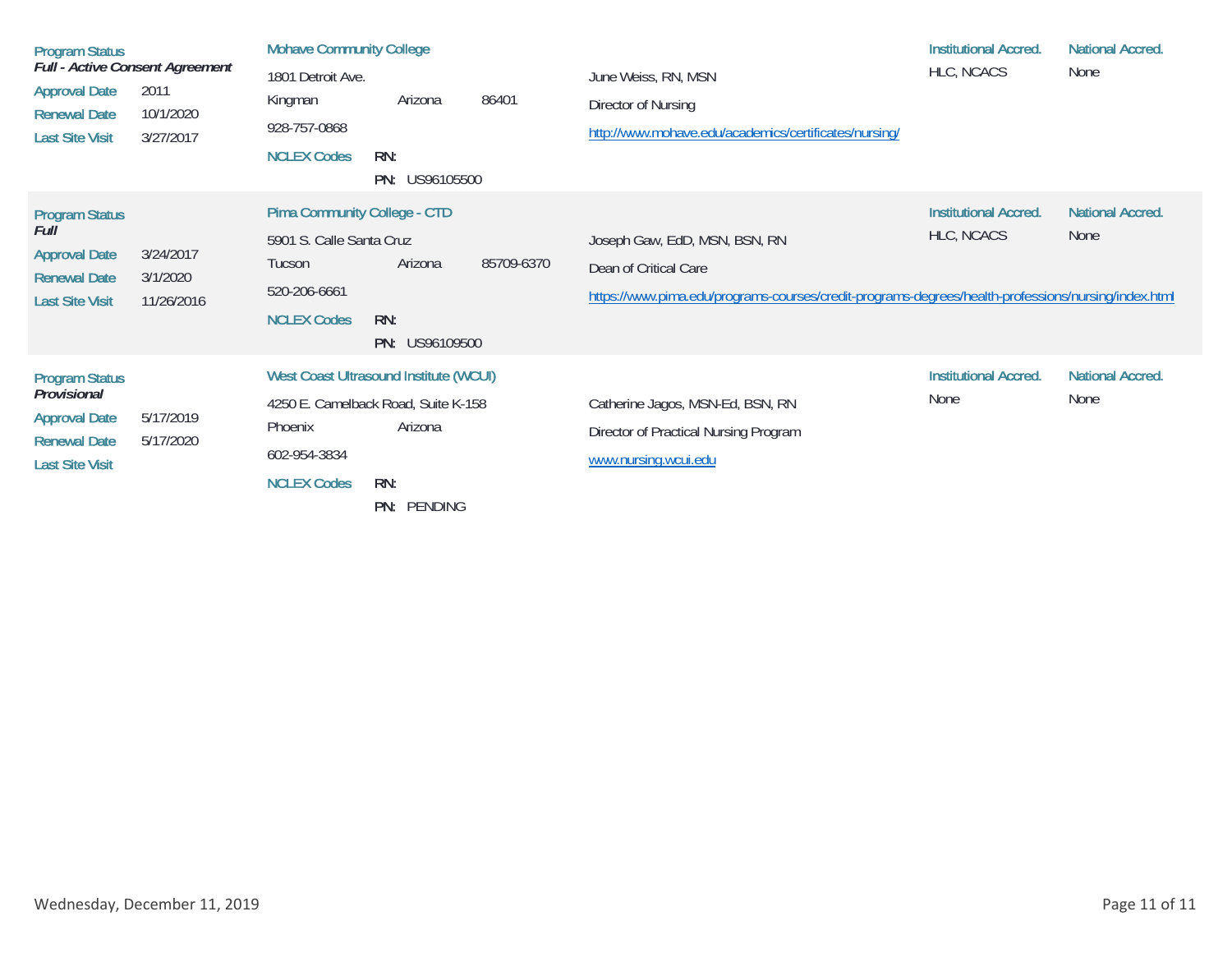**Program Status**
***Full - Active Consent Agreement***

**Approval Date** 2011
**Renewal Date** 10/1/2020
**Last Site Visit** 3/27/2017

**Mohave Community College**
1801 Detroit Ave.
Kingman Arizona 86401
928-757-0868
**NCLEX Codes** RN:
PN: US96105500

June Weiss, RN, MSN
Director of Nursing
http://www.mohave.edu/academics/certificates/nursing/

**Institutional Accred.** HLC, NCACS
**National Accred.** None

---

**Program Status**
***Full***

**Approval Date** 3/24/2017
**Renewal Date** 3/1/2020
**Last Site Visit** 11/26/2016

**Pima Community College - CTD**
5901 S. Calle Santa Cruz
Tucson Arizona 85709-6370
520-206-6661
**NCLEX Codes** RN:
PN: US96109500

Joseph Gaw, EdD, MSN, BSN, RN
Dean of Critical Care
https://www.pima.edu/programs-courses/credit-programs-degrees/health-professions/nursing/index.html

**Institutional Accred.** HLC, NCACS
**National Accred.** None

---

**Program Status**
***Provisional***

**Approval Date** 5/17/2019
**Renewal Date** 5/17/2020
**Last Site Visit**

**West Coast Ultrasound Institute (WCUI)**
4250 E. Camelback Road, Suite K-158
Phoenix Arizona
602-954-3834
**NCLEX Codes** RN:
PN: PENDING

Catherine Jagos, MSN-Ed, BSN, RN
Director of Practical Nursing Program
www.nursing.wcui.edu

**Institutional Accred.** None
**National Accred.** None

Wednesday, December 11, 2019